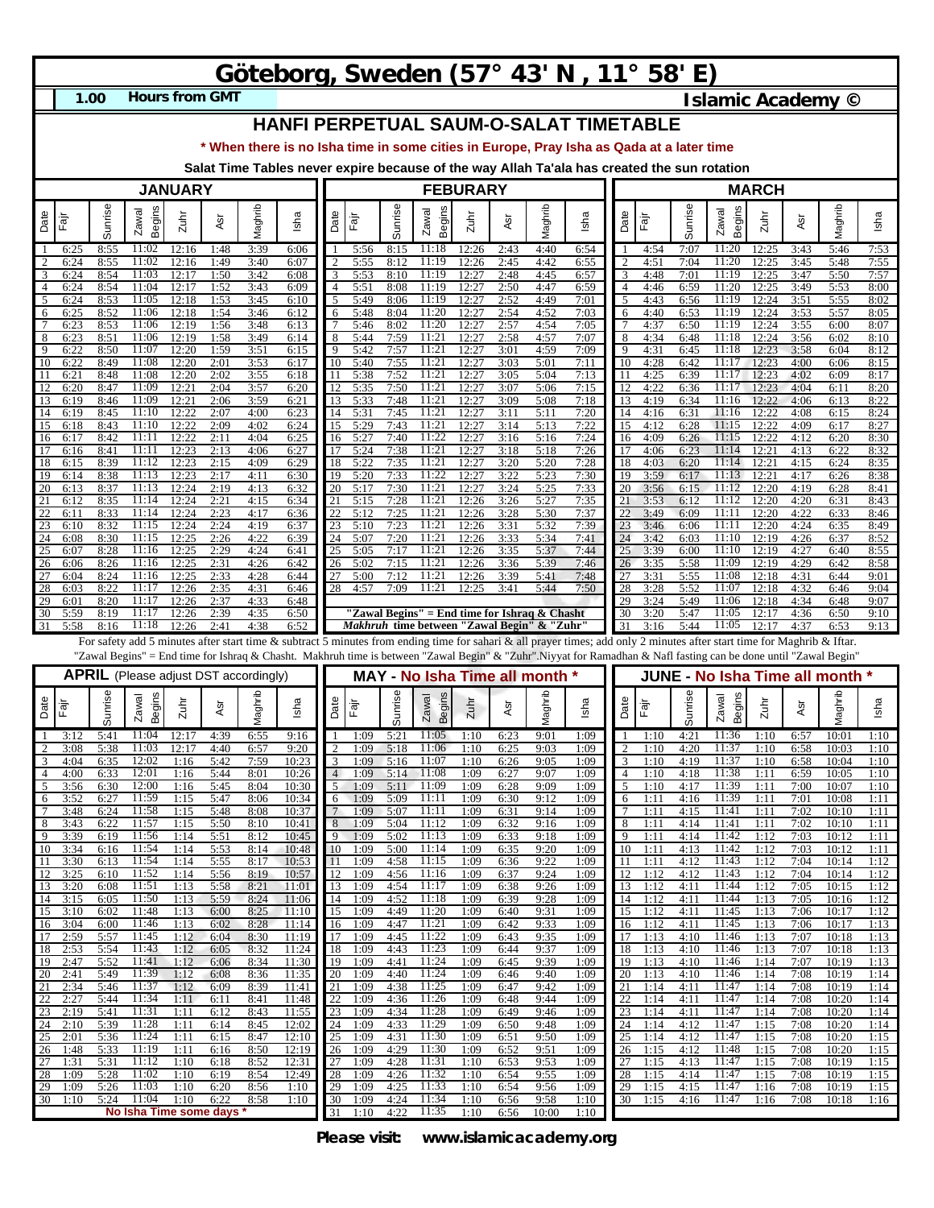# Göteborg, Sweden (57° 43' N , 11° 58' E)

**1.00** **Hours from GMT** **Islamic Academy ©**

## HANFI PERPETUAL SAUM-O-SALAT TIMETABLE

**\* When there is no Isha time in some cities in Europe, Pray Isha as Qada at a later time**

**Salat Time Tables never expire because of the way Allah Ta'ala has created the sun rotation**

### JANUARY

| Date | Fajr | Sunrise | Zawal Begins | Zuhr | Asr | Maghrib | Isha |
|---|---|---|---|---|---|---|---|
| 1 | 6:25 | 8:55 | 11:02 | 12:16 | 1:48 | 3:39 | 6:06 |
| 2 | 6:24 | 8:55 | 11:02 | 12:16 | 1:49 | 3:40 | 6:07 |
| 3 | 6:24 | 8:54 | 11:03 | 12:17 | 1:50 | 3:42 | 6:08 |
| 4 | 6:24 | 8:54 | 11:04 | 12:17 | 1:52 | 3:43 | 6:09 |
| 5 | 6:24 | 8:53 | 11:05 | 12:18 | 1:53 | 3:45 | 6:10 |
| 6 | 6:25 | 8:52 | 11:06 | 12:18 | 1:54 | 3:46 | 6:12 |
| 7 | 6:23 | 8:53 | 11:06 | 12:19 | 1:56 | 3:48 | 6:13 |
| 8 | 6:23 | 8:51 | 11:06 | 12:19 | 1:58 | 3:49 | 6:14 |
| 9 | 6:22 | 8:50 | 11:07 | 12:20 | 1:59 | 3:51 | 6:15 |
| 10 | 6:22 | 8:49 | 11:08 | 12:20 | 2:01 | 3:53 | 6:17 |
| 11 | 6:21 | 8:48 | 11:08 | 12:20 | 2:02 | 3:55 | 6:18 |
| 12 | 6:20 | 8:47 | 11:09 | 12:21 | 2:04 | 3:57 | 6:20 |
| 13 | 6:19 | 8:46 | 11:09 | 12:21 | 2:06 | 3:59 | 6:21 |
| 14 | 6:19 | 8:45 | 11:10 | 12:22 | 2:07 | 4:00 | 6:23 |
| 15 | 6:18 | 8:43 | 11:10 | 12:22 | 2:09 | 4:02 | 6:24 |
| 16 | 6:17 | 8:42 | 11:11 | 12:22 | 2:11 | 4:04 | 6:25 |
| 17 | 6:16 | 8:41 | 11:11 | 12:23 | 2:13 | 4:06 | 6:27 |
| 18 | 6:15 | 8:39 | 11:12 | 12:23 | 2:15 | 4:09 | 6:29 |
| 19 | 6:14 | 8:38 | 11:13 | 12:23 | 2:17 | 4:11 | 6:30 |
| 20 | 6:13 | 8:37 | 11:13 | 12:24 | 2:19 | 4:13 | 6:32 |
| 21 | 6:12 | 8:35 | 11:14 | 12:24 | 2:21 | 4:15 | 6:34 |
| 22 | 6:11 | 8:33 | 11:14 | 12:24 | 2:23 | 4:17 | 6:36 |
| 23 | 6:10 | 8:32 | 11:15 | 12:24 | 2:24 | 4:19 | 6:37 |
| 24 | 6:08 | 8:30 | 11:15 | 12:25 | 2:26 | 4:22 | 6:39 |
| 25 | 6:07 | 8:28 | 11:16 | 12:25 | 2:29 | 4:24 | 6:41 |
| 26 | 6:06 | 8:26 | 11:16 | 12:25 | 2:31 | 4:26 | 6:42 |
| 27 | 6:04 | 8:24 | 11:16 | 12:25 | 2:33 | 4:28 | 6:44 |
| 28 | 6:03 | 8:22 | 11:17 | 12:26 | 2:35 | 4:31 | 6:46 |
| 29 | 6:01 | 8:20 | 11:17 | 12:26 | 2:37 | 4:33 | 6:48 |
| 30 | 5:59 | 8:19 | 11:17 | 12:26 | 2:39 | 4:35 | 6:50 |
| 31 | 5:58 | 8:16 | 11:18 | 12:26 | 2:41 | 4:38 | 6:52 |

### FEBURARY

| Date | Fajr | Sunrise | Zawal Begins | Zuhr | Asr | Maghrib | Isha |
|---|---|---|---|---|---|---|---|
| 1 | 5:56 | 8:15 | 11:18 | 12:26 | 2:43 | 4:40 | 6:54 |
| 2 | 5:55 | 8:12 | 11:19 | 12:26 | 2:45 | 4:42 | 6:55 |
| 3 | 5:53 | 8:10 | 11:19 | 12:27 | 2:48 | 4:45 | 6:57 |
| 4 | 5:51 | 8:08 | 11:19 | 12:27 | 2:50 | 4:47 | 6:59 |
| 5 | 5:49 | 8:06 | 11:19 | 12:27 | 2:52 | 4:49 | 7:01 |
| 6 | 5:48 | 8:04 | 11:20 | 12:27 | 2:54 | 4:52 | 7:03 |
| 7 | 5:46 | 8:02 | 11:20 | 12:27 | 2:57 | 4:54 | 7:05 |
| 8 | 5:44 | 7:59 | 11:21 | 12:27 | 2:58 | 4:57 | 7:07 |
| 9 | 5:42 | 7:57 | 11:21 | 12:27 | 3:01 | 4:59 | 7:09 |
| 10 | 5:40 | 7:55 | 11:21 | 12:27 | 3:03 | 5:01 | 7:11 |
| 11 | 5:38 | 7:52 | 11:21 | 12:27 | 3:05 | 5:04 | 7:13 |
| 12 | 5:35 | 7:50 | 11:21 | 12:27 | 3:07 | 5:06 | 7:15 |
| 13 | 5:33 | 7:48 | 11:21 | 12:27 | 3:09 | 5:08 | 7:18 |
| 14 | 5:31 | 7:45 | 11:21 | 12:27 | 3:11 | 5:11 | 7:20 |
| 15 | 5:29 | 7:43 | 11:21 | 12:27 | 3:14 | 5:13 | 7:22 |
| 16 | 5:27 | 7:40 | 11:22 | 12:27 | 3:16 | 5:16 | 7:24 |
| 17 | 5:24 | 7:38 | 11:21 | 12:27 | 3:18 | 5:18 | 7:26 |
| 18 | 5:22 | 7:35 | 11:21 | 12:27 | 3:20 | 5:20 | 7:28 |
| 19 | 5:20 | 7:33 | 11:22 | 12:27 | 3:22 | 5:23 | 7:30 |
| 20 | 5:17 | 7:30 | 11:21 | 12:27 | 3:24 | 5:25 | 7:33 |
| 21 | 5:15 | 7:28 | 11:21 | 12:26 | 3:26 | 5:27 | 7:35 |
| 22 | 5:12 | 7:25 | 11:21 | 12:26 | 3:28 | 5:30 | 7:37 |
| 23 | 5:10 | 7:23 | 11:21 | 12:26 | 3:31 | 5:32 | 7:39 |
| 24 | 5:07 | 7:20 | 11:21 | 12:26 | 3:33 | 5:34 | 7:41 |
| 25 | 5:05 | 7:17 | 11:21 | 12:26 | 3:35 | 5:37 | 7:44 |
| 26 | 5:02 | 7:15 | 11:21 | 12:26 | 3:36 | 5:39 | 7:46 |
| 27 | 5:00 | 7:12 | 11:21 | 12:26 | 3:39 | 5:41 | 7:48 |
| 28 | 4:57 | 7:09 | 11:21 | 12:25 | 3:41 | 5:44 | 7:50 |

**"Zawal Begins" = End time for Ishraq & Chasht**
***Makhruh* time between "Zawal Begin" & "Zuhr"**

### MARCH

| Date | Fajr | Sunrise | Zawal Begins | Zuhr | Asr | Maghrib | Isha |
|---|---|---|---|---|---|---|---|
| 1 | 4:54 | 7:07 | 11:20 | 12:25 | 3:43 | 5:46 | 7:53 |
| 2 | 4:51 | 7:04 | 11:20 | 12:25 | 3:45 | 5:48 | 7:55 |
| 3 | 4:48 | 7:01 | 11:19 | 12:25 | 3:47 | 5:50 | 7:57 |
| 4 | 4:46 | 6:59 | 11:20 | 12:25 | 3:49 | 5:53 | 8:00 |
| 5 | 4:43 | 6:56 | 11:19 | 12:24 | 3:51 | 5:55 | 8:02 |
| 6 | 4:40 | 6:53 | 11:19 | 12:24 | 3:53 | 5:57 | 8:05 |
| 7 | 4:37 | 6:50 | 11:19 | 12:24 | 3:55 | 6:00 | 8:07 |
| 8 | 4:34 | 6:48 | 11:18 | 12:24 | 3:56 | 6:02 | 8:10 |
| 9 | 4:31 | 6:45 | 11:18 | 12:23 | 3:58 | 6:04 | 8:12 |
| 10 | 4:28 | 6:42 | 11:17 | 12:23 | 4:00 | 6:06 | 8:15 |
| 11 | 4:25 | 6:39 | 11:17 | 12:23 | 4:02 | 6:09 | 8:17 |
| 12 | 4:22 | 6:36 | 11:17 | 12:23 | 4:04 | 6:11 | 8:20 |
| 13 | 4:19 | 6:34 | 11:16 | 12:22 | 4:06 | 6:13 | 8:22 |
| 14 | 4:16 | 6:31 | 11:16 | 12:22 | 4:08 | 6:15 | 8:24 |
| 15 | 4:12 | 6:28 | 11:15 | 12:22 | 4:09 | 6:17 | 8:27 |
| 16 | 4:09 | 6:26 | 11:15 | 12:22 | 4:12 | 6:20 | 8:30 |
| 17 | 4:06 | 6:23 | 11:14 | 12:21 | 4:13 | 6:22 | 8:32 |
| 18 | 4:03 | 6:20 | 11:14 | 12:21 | 4:15 | 6:24 | 8:35 |
| 19 | 3:59 | 6:17 | 11:13 | 12:21 | 4:17 | 6:26 | 8:38 |
| 20 | 3:56 | 6:15 | 11:12 | 12:20 | 4:19 | 6:28 | 8:41 |
| 21 | 3:53 | 6:12 | 11:12 | 12:20 | 4:20 | 6:31 | 8:43 |
| 22 | 3:49 | 6:09 | 11:11 | 12:20 | 4:22 | 6:33 | 8:46 |
| 23 | 3:46 | 6:06 | 11:11 | 12:20 | 4:24 | 6:35 | 8:49 |
| 24 | 3:42 | 6:03 | 11:10 | 12:19 | 4:26 | 6:37 | 8:52 |
| 25 | 3:39 | 6:00 | 11:10 | 12:19 | 4:27 | 6:40 | 8:55 |
| 26 | 3:35 | 5:58 | 11:09 | 12:19 | 4:29 | 6:42 | 8:58 |
| 27 | 3:31 | 5:55 | 11:08 | 12:18 | 4:31 | 6:44 | 9:01 |
| 28 | 3:28 | 5:52 | 11:07 | 12:18 | 4:32 | 6:46 | 9:04 |
| 29 | 3:24 | 5:49 | 11:06 | 12:18 | 4:34 | 6:48 | 9:07 |
| 30 | 3:20 | 5:47 | 11:05 | 12:17 | 4:36 | 6:50 | 9:10 |
| 31 | 3:16 | 5:44 | 11:05 | 12:17 | 4:37 | 6:53 | 9:13 |

For safety add 5 minutes after start time & subtract 5 minutes from ending time for sahari & all prayer times; add only 2 minutes after start time for Maghrib & Iftar. "Zawal Begins" = End time for Ishraq & Chasht. Makhruh time is between "Zawal Begin" & "Zuhr".Niyyat for Ramadhan & Nafl fasting can be done until "Zawal Begin"

### APRIL (Please adjust DST accordingly)

| Date | Fajr | Sunrise | Zawal Begins | Zuhr | Asr | Maghrib | Isha |
|---|---|---|---|---|---|---|---|
| 1 | 3:12 | 5:41 | 11:04 | 12:17 | 4:39 | 6:55 | 9:16 |
| 2 | 3:08 | 5:38 | 11:03 | 12:17 | 4:40 | 6:57 | 9:20 |
| 3 | 4:04 | 6:35 | 12:02 | 1:16 | 5:42 | 7:59 | 10:23 |
| 4 | 4:00 | 6:33 | 12:01 | 1:16 | 5:44 | 8:01 | 10:26 |
| 5 | 3:56 | 6:30 | 12:00 | 1:16 | 5:45 | 8:04 | 10:30 |
| 6 | 3:52 | 6:27 | 11:59 | 1:15 | 5:47 | 8:06 | 10:34 |
| 7 | 3:48 | 6:24 | 11:58 | 1:15 | 5:48 | 8:08 | 10:37 |
| 8 | 3:43 | 6:22 | 11:57 | 1:15 | 5:50 | 8:10 | 10:41 |
| 9 | 3:39 | 6:19 | 11:56 | 1:14 | 5:51 | 8:12 | 10:45 |
| 10 | 3:34 | 6:16 | 11:54 | 1:14 | 5:53 | 8:14 | 10:48 |
| 11 | 3:30 | 6:13 | 11:54 | 1:14 | 5:55 | 8:17 | 10:53 |
| 12 | 3:25 | 6:10 | 11:52 | 1:14 | 5:56 | 8:19 | 10:57 |
| 13 | 3:20 | 6:08 | 11:51 | 1:13 | 5:58 | 8:21 | 11:01 |
| 14 | 3:15 | 6:05 | 11:50 | 1:13 | 5:59 | 8:24 | 11:06 |
| 15 | 3:10 | 6:02 | 11:48 | 1:13 | 6:00 | 8:25 | 11:10 |
| 16 | 3:04 | 6:00 | 11:46 | 1:13 | 6:02 | 8:28 | 11:14 |
| 17 | 2:59 | 5:57 | 11:45 | 1:12 | 6:04 | 8:30 | 11:19 |
| 18 | 2:53 | 5:54 | 11:43 | 1:12 | 6:05 | 8:32 | 11:24 |
| 19 | 2:47 | 5:52 | 11:41 | 1:12 | 6:06 | 8:34 | 11:30 |
| 20 | 2:41 | 5:49 | 11:39 | 1:12 | 6:08 | 8:36 | 11:35 |
| 21 | 2:34 | 5:46 | 11:37 | 1:12 | 6:09 | 8:39 | 11:41 |
| 22 | 2:27 | 5:44 | 11:34 | 1:11 | 6:11 | 8:41 | 11:48 |
| 23 | 2:19 | 5:41 | 11:31 | 1:11 | 6:12 | 8:43 | 11:55 |
| 24 | 2:10 | 5:39 | 11:28 | 1:11 | 6:14 | 8:45 | 12:02 |
| 25 | 2:01 | 5:36 | 11:24 | 1:11 | 6:15 | 8:47 | 12:10 |
| 26 | 1:48 | 5:33 | 11:19 | 1:11 | 6:16 | 8:50 | 12:19 |
| 27 | 1:31 | 5:31 | 11:12 | 1:10 | 6:18 | 8:52 | 12:31 |
| 28 | 1:09 | 5:28 | 11:02 | 1:10 | 6:19 | 8:54 | 12:49 |
| 29 | 1:09 | 5:26 | 11:03 | 1:10 | 6:20 | 8:56 | 1:10 |
| 30 | 1:10 | 5:24 | 11:04 | 1:10 | 6:22 | 8:58 | 1:10 |

**No Isha Time some days \***

### MAY - No Isha Time all month \*

| Date | Fajr | Sunrise | Zawal Begins | Zuhr | Asr | Maghrib | Isha |
|---|---|---|---|---|---|---|---|
| 1 | 1:09 | 5:21 | 11:05 | 1:10 | 6:23 | 9:01 | 1:09 |
| 2 | 1:09 | 5:18 | 11:06 | 1:10 | 6:25 | 9:03 | 1:09 |
| 3 | 1:09 | 5:16 | 11:07 | 1:10 | 6:26 | 9:05 | 1:09 |
| 4 | 1:09 | 5:14 | 11:08 | 1:09 | 6:27 | 9:07 | 1:09 |
| 5 | 1:09 | 5:11 | 11:09 | 1:09 | 6:28 | 9:09 | 1:09 |
| 6 | 1:09 | 5:09 | 11:11 | 1:09 | 6:30 | 9:12 | 1:09 |
| 7 | 1:09 | 5:07 | 11:11 | 1:09 | 6:31 | 9:14 | 1:09 |
| 8 | 1:09 | 5:04 | 11:12 | 1:09 | 6:32 | 9:16 | 1:09 |
| 9 | 1:09 | 5:02 | 11:13 | 1:09 | 6:33 | 9:18 | 1:09 |
| 10 | 1:09 | 5:00 | 11:14 | 1:09 | 6:35 | 9:20 | 1:09 |
| 11 | 1:09 | 4:58 | 11:15 | 1:09 | 6:36 | 9:22 | 1:09 |
| 12 | 1:09 | 4:56 | 11:16 | 1:09 | 6:37 | 9:24 | 1:09 |
| 13 | 1:09 | 4:54 | 11:17 | 1:09 | 6:38 | 9:26 | 1:09 |
| 14 | 1:09 | 4:52 | 11:18 | 1:09 | 6:39 | 9:28 | 1:09 |
| 15 | 1:09 | 4:49 | 11:20 | 1:09 | 6:40 | 9:31 | 1:09 |
| 16 | 1:09 | 4:47 | 11:21 | 1:09 | 6:42 | 9:33 | 1:09 |
| 17 | 1:09 | 4:45 | 11:22 | 1:09 | 6:43 | 9:35 | 1:09 |
| 18 | 1:09 | 4:43 | 11:23 | 1:09 | 6:44 | 9:37 | 1:09 |
| 19 | 1:09 | 4:41 | 11:24 | 1:09 | 6:45 | 9:39 | 1:09 |
| 20 | 1:09 | 4:40 | 11:24 | 1:09 | 6:46 | 9:40 | 1:09 |
| 21 | 1:09 | 4:38 | 11:25 | 1:09 | 6:47 | 9:42 | 1:09 |
| 22 | 1:09 | 4:36 | 11:26 | 1:09 | 6:48 | 9:44 | 1:09 |
| 23 | 1:09 | 4:34 | 11:28 | 1:09 | 6:49 | 9:46 | 1:09 |
| 24 | 1:09 | 4:33 | 11:29 | 1:09 | 6:50 | 9:48 | 1:09 |
| 25 | 1:09 | 4:31 | 11:30 | 1:09 | 6:51 | 9:50 | 1:09 |
| 26 | 1:09 | 4:29 | 11:30 | 1:09 | 6:52 | 9:51 | 1:09 |
| 27 | 1:09 | 4:28 | 11:31 | 1:10 | 6:53 | 9:53 | 1:09 |
| 28 | 1:09 | 4:26 | 11:32 | 1:10 | 6:54 | 9:55 | 1:09 |
| 29 | 1:09 | 4:25 | 11:33 | 1:10 | 6:54 | 9:56 | 1:09 |
| 30 | 1:09 | 4:24 | 11:34 | 1:10 | 6:56 | 9:58 | 1:10 |
| 31 | 1:10 | 4:22 | 11:35 | 1:10 | 6:56 | 10:00 | 1:10 |

### JUNE - No Isha Time all month \*

| Date | Fajr | Sunrise | Zawal Begins | Zuhr | Asr | Maghrib | Isha |
|---|---|---|---|---|---|---|---|
| 1 | 1:10 | 4:21 | 11:36 | 1:10 | 6:57 | 10:01 | 1:10 |
| 2 | 1:10 | 4:20 | 11:37 | 1:10 | 6:58 | 10:03 | 1:10 |
| 3 | 1:10 | 4:19 | 11:37 | 1:10 | 6:58 | 10:04 | 1:10 |
| 4 | 1:10 | 4:18 | 11:38 | 1:11 | 6:59 | 10:05 | 1:10 |
| 5 | 1:10 | 4:17 | 11:39 | 1:11 | 7:00 | 10:07 | 1:10 |
| 6 | 1:11 | 4:16 | 11:39 | 1:11 | 7:01 | 10:08 | 1:11 |
| 7 | 1:11 | 4:15 | 11:41 | 1:11 | 7:02 | 10:10 | 1:11 |
| 8 | 1:11 | 4:14 | 11:41 | 1:11 | 7:02 | 10:10 | 1:11 |
| 9 | 1:11 | 4:14 | 11:42 | 1:12 | 7:03 | 10:12 | 1:11 |
| 10 | 1:11 | 4:13 | 11:42 | 1:12 | 7:03 | 10:12 | 1:11 |
| 11 | 1:11 | 4:12 | 11:43 | 1:12 | 7:04 | 10:14 | 1:12 |
| 12 | 1:12 | 4:12 | 11:43 | 1:12 | 7:04 | 10:14 | 1:12 |
| 13 | 1:12 | 4:11 | 11:44 | 1:12 | 7:05 | 10:15 | 1:12 |
| 14 | 1:12 | 4:11 | 11:44 | 1:13 | 7:05 | 10:16 | 1:12 |
| 15 | 1:12 | 4:11 | 11:45 | 1:13 | 7:06 | 10:17 | 1:12 |
| 16 | 1:12 | 4:11 | 11:45 | 1:13 | 7:06 | 10:17 | 1:13 |
| 17 | 1:13 | 4:10 | 11:46 | 1:13 | 7:07 | 10:18 | 1:13 |
| 18 | 1:13 | 4:10 | 11:46 | 1:13 | 7:07 | 10:18 | 1:13 |
| 19 | 1:13 | 4:10 | 11:46 | 1:14 | 7:07 | 10:19 | 1:13 |
| 20 | 1:13 | 4:10 | 11:46 | 1:14 | 7:08 | 10:19 | 1:14 |
| 21 | 1:14 | 4:11 | 11:47 | 1:14 | 7:08 | 10:19 | 1:14 |
| 22 | 1:14 | 4:11 | 11:47 | 1:14 | 7:08 | 10:20 | 1:14 |
| 23 | 1:14 | 4:11 | 11:47 | 1:14 | 7:08 | 10:20 | 1:14 |
| 24 | 1:14 | 4:12 | 11:47 | 1:15 | 7:08 | 10:20 | 1:14 |
| 25 | 1:14 | 4:12 | 11:47 | 1:15 | 7:08 | 10:20 | 1:15 |
| 26 | 1:15 | 4:12 | 11:48 | 1:15 | 7:08 | 10:20 | 1:15 |
| 27 | 1:15 | 4:13 | 11:47 | 1:15 | 7:08 | 10:19 | 1:15 |
| 28 | 1:15 | 4:14 | 11:47 | 1:15 | 7:08 | 10:19 | 1:15 |
| 29 | 1:15 | 4:15 | 11:47 | 1:16 | 7:08 | 10:19 | 1:15 |
| 30 | 1:15 | 4:16 | 11:47 | 1:16 | 7:08 | 10:18 | 1:16 |

**Please visit: www.islamicacademy.org**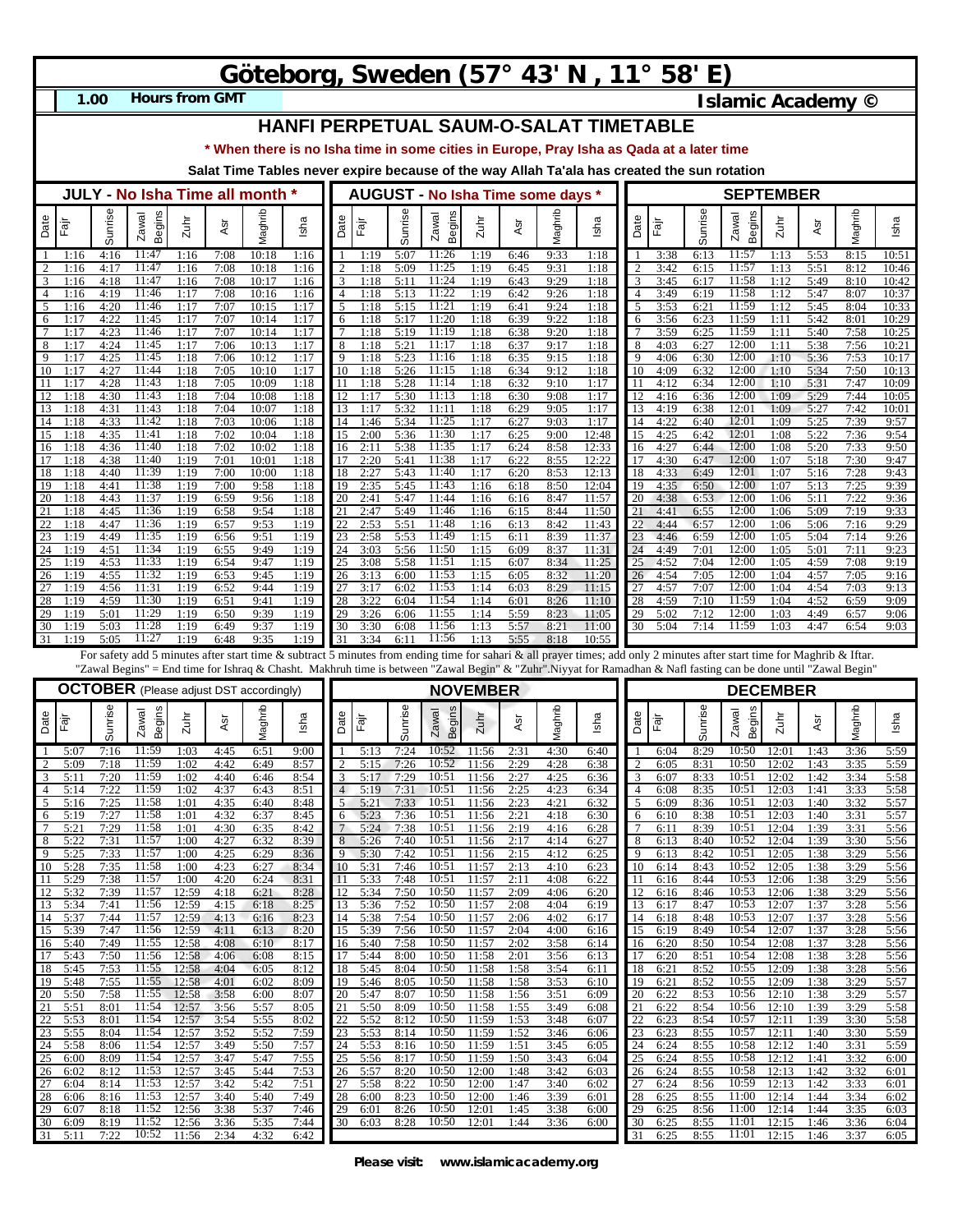# Göteborg, Sweden (57° 43' N , 11° 58' E)

**1.00 Hours from GMT** **Islamic Academy ©**

## HANFI PERPETUAL SAUM-O-SALAT TIMETABLE

*** When there is no Isha time in some cities in Europe, Pray Isha as Qada at a later time**

**Salat Time Tables never expire because of the way Allah Ta'ala has created the sun rotation**

### JULY - No Isha Time all month *

| Date | Fajr | Sunrise | Zawal Begins | Zuhr | Asr | Maghrib | Isha |
|---|---|---|---|---|---|---|---|
| 1 | 1:16 | 4:16 | 11:47 | 1:16 | 7:08 | 10:18 | 1:16 |
| 2 | 1:16 | 4:17 | 11:47 | 1:16 | 7:08 | 10:18 | 1:16 |
| 3 | 1:16 | 4:18 | 11:47 | 1:16 | 7:08 | 10:17 | 1:16 |
| 4 | 1:16 | 4:19 | 11:46 | 1:17 | 7:08 | 10:16 | 1:16 |
| 5 | 1:16 | 4:20 | 11:46 | 1:17 | 7:07 | 10:15 | 1:17 |
| 6 | 1:17 | 4:22 | 11:45 | 1:17 | 7:07 | 10:14 | 1:17 |
| 7 | 1:17 | 4:23 | 11:46 | 1:17 | 7:07 | 10:14 | 1:17 |
| 8 | 1:17 | 4:24 | 11:45 | 1:17 | 7:06 | 10:13 | 1:17 |
| 9 | 1:17 | 4:25 | 11:45 | 1:18 | 7:06 | 10:12 | 1:17 |
| 10 | 1:17 | 4:27 | 11:44 | 1:18 | 7:05 | 10:10 | 1:17 |
| 11 | 1:17 | 4:28 | 11:43 | 1:18 | 7:05 | 10:09 | 1:18 |
| 12 | 1:18 | 4:30 | 11:43 | 1:18 | 7:04 | 10:08 | 1:18 |
| 13 | 1:18 | 4:31 | 11:43 | 1:18 | 7:04 | 10:07 | 1:18 |
| 14 | 1:18 | 4:33 | 11:42 | 1:18 | 7:03 | 10:06 | 1:18 |
| 15 | 1:18 | 4:35 | 11:41 | 1:18 | 7:02 | 10:04 | 1:18 |
| 16 | 1:18 | 4:36 | 11:40 | 1:18 | 7:02 | 10:02 | 1:18 |
| 17 | 1:18 | 4:38 | 11:40 | 1:19 | 7:01 | 10:01 | 1:18 |
| 18 | 1:18 | 4:40 | 11:39 | 1:19 | 7:00 | 10:00 | 1:18 |
| 19 | 1:18 | 4:41 | 11:38 | 1:19 | 7:00 | 9:58 | 1:18 |
| 20 | 1:18 | 4:43 | 11:37 | 1:19 | 6:59 | 9:56 | 1:18 |
| 21 | 1:18 | 4:45 | 11:36 | 1:19 | 6:58 | 9:54 | 1:18 |
| 22 | 1:18 | 4:47 | 11:36 | 1:19 | 6:57 | 9:53 | 1:19 |
| 23 | 1:19 | 4:49 | 11:35 | 1:19 | 6:56 | 9:51 | 1:19 |
| 24 | 1:19 | 4:51 | 11:34 | 1:19 | 6:55 | 9:49 | 1:19 |
| 25 | 1:19 | 4:53 | 11:33 | 1:19 | 6:54 | 9:47 | 1:19 |
| 26 | 1:19 | 4:55 | 11:32 | 1:19 | 6:53 | 9:45 | 1:19 |
| 27 | 1:19 | 4:56 | 11:31 | 1:19 | 6:52 | 9:44 | 1:19 |
| 28 | 1:19 | 4:59 | 11:30 | 1:19 | 6:51 | 9:41 | 1:19 |
| 29 | 1:19 | 5:01 | 11:29 | 1:19 | 6:50 | 9:39 | 1:19 |
| 30 | 1:19 | 5:03 | 11:28 | 1:19 | 6:49 | 9:37 | 1:19 |
| 31 | 1:19 | 5:05 | 11:27 | 1:19 | 6:48 | 9:35 | 1:19 |

### AUGUST - No Isha Time some days *

| Date | Fajr | Sunrise | Zawal Begins | Zuhr | Asr | Maghrib | Isha |
|---|---|---|---|---|---|---|---|
| 1 | 1:19 | 5:07 | 11:26 | 1:19 | 6:46 | 9:33 | 1:18 |
| 2 | 1:18 | 5:09 | 11:25 | 1:19 | 6:45 | 9:31 | 1:18 |
| 3 | 1:18 | 5:11 | 11:24 | 1:19 | 6:43 | 9:29 | 1:18 |
| 4 | 1:18 | 5:13 | 11:22 | 1:19 | 6:42 | 9:26 | 1:18 |
| 5 | 1:18 | 5:15 | 11:21 | 1:19 | 6:41 | 9:24 | 1:18 |
| 6 | 1:18 | 5:17 | 11:20 | 1:18 | 6:39 | 9:22 | 1:18 |
| 7 | 1:18 | 5:19 | 11:19 | 1:18 | 6:38 | 9:20 | 1:18 |
| 8 | 1:18 | 5:21 | 11:17 | 1:18 | 6:37 | 9:17 | 1:18 |
| 9 | 1:18 | 5:23 | 11:16 | 1:18 | 6:35 | 9:15 | 1:18 |
| 10 | 1:18 | 5:26 | 11:15 | 1:18 | 6:34 | 9:12 | 1:18 |
| 11 | 1:18 | 5:28 | 11:14 | 1:18 | 6:32 | 9:10 | 1:17 |
| 12 | 1:17 | 5:30 | 11:13 | 1:18 | 6:30 | 9:08 | 1:17 |
| 13 | 1:17 | 5:32 | 11:11 | 1:18 | 6:29 | 9:05 | 1:17 |
| 14 | 1:46 | 5:34 | 11:25 | 1:17 | 6:27 | 9:03 | 1:17 |
| 15 | 2:00 | 5:36 | 11:30 | 1:17 | 6:25 | 9:00 | 12:48 |
| 16 | 2:11 | 5:38 | 11:35 | 1:17 | 6:24 | 8:58 | 12:33 |
| 17 | 2:20 | 5:41 | 11:38 | 1:17 | 6:22 | 8:55 | 12:22 |
| 18 | 2:27 | 5:43 | 11:40 | 1:17 | 6:20 | 8:53 | 12:13 |
| 19 | 2:35 | 5:45 | 11:43 | 1:16 | 6:18 | 8:50 | 12:04 |
| 20 | 2:41 | 5:47 | 11:44 | 1:16 | 6:16 | 8:47 | 11:57 |
| 21 | 2:47 | 5:49 | 11:46 | 1:16 | 6:15 | 8:44 | 11:50 |
| 22 | 2:53 | 5:51 | 11:48 | 1:16 | 6:13 | 8:42 | 11:43 |
| 23 | 2:58 | 5:53 | 11:49 | 1:15 | 6:11 | 8:39 | 11:37 |
| 24 | 3:03 | 5:56 | 11:50 | 1:15 | 6:09 | 8:37 | 11:31 |
| 25 | 3:08 | 5:58 | 11:51 | 1:15 | 6:07 | 8:34 | 11:25 |
| 26 | 3:13 | 6:00 | 11:53 | 1:15 | 6:05 | 8:32 | 11:20 |
| 27 | 3:17 | 6:02 | 11:53 | 1:14 | 6:03 | 8:29 | 11:15 |
| 28 | 3:22 | 6:04 | 11:54 | 1:14 | 6:01 | 8:26 | 11:10 |
| 29 | 3:26 | 6:06 | 11:55 | 1:14 | 5:59 | 8:23 | 11:05 |
| 30 | 3:30 | 6:08 | 11:56 | 1:13 | 5:57 | 8:21 | 11:00 |
| 31 | 3:34 | 6:11 | 11:56 | 1:13 | 5:55 | 8:18 | 10:55 |

### SEPTEMBER

| Date | Fajr | Sunrise | Zawal Begins | Zuhr | Asr | Maghrib | Isha |
|---|---|---|---|---|---|---|---|
| 1 | 3:38 | 6:13 | 11:57 | 1:13 | 5:53 | 8:15 | 10:51 |
| 2 | 3:42 | 6:15 | 11:57 | 1:13 | 5:51 | 8:12 | 10:46 |
| 3 | 3:45 | 6:17 | 11:58 | 1:12 | 5:49 | 8:10 | 10:42 |
| 4 | 3:49 | 6:19 | 11:58 | 1:12 | 5:47 | 8:07 | 10:37 |
| 5 | 3:53 | 6:21 | 11:59 | 1:12 | 5:45 | 8:04 | 10:33 |
| 6 | 3:56 | 6:23 | 11:59 | 1:11 | 5:42 | 8:01 | 10:29 |
| 7 | 3:59 | 6:25 | 11:59 | 1:11 | 5:40 | 7:58 | 10:25 |
| 8 | 4:03 | 6:27 | 12:00 | 1:11 | 5:38 | 7:56 | 10:21 |
| 9 | 4:06 | 6:30 | 12:00 | 1:10 | 5:36 | 7:53 | 10:17 |
| 10 | 4:09 | 6:32 | 12:00 | 1:10 | 5:34 | 7:50 | 10:13 |
| 11 | 4:12 | 6:34 | 12:00 | 1:10 | 5:31 | 7:47 | 10:09 |
| 12 | 4:16 | 6:36 | 12:00 | 1:09 | 5:29 | 7:44 | 10:05 |
| 13 | 4:19 | 6:38 | 12:01 | 1:09 | 5:27 | 7:42 | 10:01 |
| 14 | 4:22 | 6:40 | 12:01 | 1:09 | 5:25 | 7:39 | 9:57 |
| 15 | 4:25 | 6:42 | 12:01 | 1:08 | 5:22 | 7:36 | 9:54 |
| 16 | 4:27 | 6:44 | 12:00 | 1:08 | 5:20 | 7:33 | 9:50 |
| 17 | 4:30 | 6:47 | 12:00 | 1:07 | 5:18 | 7:30 | 9:47 |
| 18 | 4:33 | 6:49 | 12:01 | 1:07 | 5:16 | 7:28 | 9:43 |
| 19 | 4:35 | 6:50 | 12:00 | 1:07 | 5:13 | 7:25 | 9:39 |
| 20 | 4:38 | 6:53 | 12:00 | 1:06 | 5:11 | 7:22 | 9:36 |
| 21 | 4:41 | 6:55 | 12:00 | 1:06 | 5:09 | 7:19 | 9:33 |
| 22 | 4:44 | 6:57 | 12:00 | 1:06 | 5:06 | 7:16 | 9:29 |
| 23 | 4:46 | 6:59 | 12:00 | 1:05 | 5:04 | 7:14 | 9:26 |
| 24 | 4:49 | 7:01 | 12:00 | 1:05 | 5:01 | 7:11 | 9:23 |
| 25 | 4:52 | 7:04 | 12:00 | 1:05 | 4:59 | 7:08 | 9:19 |
| 26 | 4:54 | 7:05 | 12:00 | 1:04 | 4:57 | 7:05 | 9:16 |
| 27 | 4:57 | 7:07 | 12:00 | 1:04 | 4:54 | 7:03 | 9:13 |
| 28 | 4:59 | 7:10 | 11:59 | 1:04 | 4:52 | 6:59 | 9:09 |
| 29 | 5:02 | 7:12 | 12:00 | 1:03 | 4:49 | 6:57 | 9:06 |
| 30 | 5:04 | 7:14 | 11:59 | 1:03 | 4:47 | 6:54 | 9:03 |

For safety add 5 minutes after start time & subtract 5 minutes from ending time for sahari & all prayer times; add only 2 minutes after start time for Maghrib & Iftar. "Zawal Begins" = End time for Ishraq & Chasht. Makhruh time is between "Zawal Begin" & "Zuhr".Niyyat for Ramadhan & Nafl fasting can be done until "Zawal Begin"

### OCTOBER (Please adjust DST accordingly)

| Date | Fajr | Sunrise | Zawal Begins | Zuhr | Asr | Maghrib | Isha |
|---|---|---|---|---|---|---|---|
| 1 | 5:07 | 7:16 | 11:59 | 1:03 | 4:45 | 6:51 | 9:00 |
| 2 | 5:09 | 7:18 | 11:59 | 1:02 | 4:42 | 6:49 | 8:57 |
| 3 | 5:11 | 7:20 | 11:59 | 1:02 | 4:40 | 6:46 | 8:54 |
| 4 | 5:14 | 7:22 | 11:59 | 1:02 | 4:37 | 6:43 | 8:51 |
| 5 | 5:16 | 7:25 | 11:58 | 1:01 | 4:35 | 6:40 | 8:48 |
| 6 | 5:19 | 7:27 | 11:58 | 1:01 | 4:32 | 6:37 | 8:45 |
| 7 | 5:21 | 7:29 | 11:58 | 1:01 | 4:30 | 6:35 | 8:42 |
| 8 | 5:22 | 7:31 | 11:57 | 1:00 | 4:27 | 6:32 | 8:39 |
| 9 | 5:25 | 7:33 | 11:57 | 1:00 | 4:25 | 6:29 | 8:36 |
| 10 | 5:28 | 7:35 | 11:58 | 1:00 | 4:23 | 6:27 | 8:34 |
| 11 | 5:29 | 7:38 | 11:57 | 1:00 | 4:20 | 6:24 | 8:31 |
| 12 | 5:32 | 7:39 | 11:57 | 12:59 | 4:18 | 6:21 | 8:28 |
| 13 | 5:34 | 7:41 | 11:56 | 12:59 | 4:15 | 6:18 | 8:25 |
| 14 | 5:37 | 7:44 | 11:57 | 12:59 | 4:13 | 6:16 | 8:23 |
| 15 | 5:39 | 7:47 | 11:56 | 12:59 | 4:11 | 6:13 | 8:20 |
| 16 | 5:40 | 7:49 | 11:55 | 12:58 | 4:08 | 6:10 | 8:17 |
| 17 | 5:43 | 7:50 | 11:56 | 12:58 | 4:06 | 6:08 | 8:15 |
| 18 | 5:45 | 7:53 | 11:55 | 12:58 | 4:04 | 6:05 | 8:12 |
| 19 | 5:48 | 7:55 | 11:55 | 12:58 | 4:01 | 6:02 | 8:09 |
| 20 | 5:50 | 7:58 | 11:55 | 12:58 | 3:58 | 6:00 | 8:07 |
| 21 | 5:51 | 8:01 | 11:54 | 12:57 | 3:56 | 5:57 | 8:05 |
| 22 | 5:53 | 8:01 | 11:54 | 12:57 | 3:54 | 5:55 | 8:02 |
| 23 | 5:55 | 8:04 | 11:54 | 12:57 | 3:52 | 5:52 | 7:59 |
| 24 | 5:58 | 8:06 | 11:54 | 12:57 | 3:49 | 5:50 | 7:57 |
| 25 | 6:00 | 8:09 | 11:54 | 12:57 | 3:47 | 5:47 | 7:55 |
| 26 | 6:02 | 8:12 | 11:53 | 12:57 | 3:45 | 5:44 | 7:53 |
| 27 | 6:04 | 8:14 | 11:53 | 12:57 | 3:42 | 5:42 | 7:51 |
| 28 | 6:06 | 8:16 | 11:53 | 12:57 | 3:40 | 5:40 | 7:49 |
| 29 | 6:07 | 8:18 | 11:52 | 12:56 | 3:38 | 5:37 | 7:46 |
| 30 | 6:09 | 8:19 | 11:52 | 12:56 | 3:36 | 5:35 | 7:44 |
| 31 | 5:11 | 7:22 | 10:52 | 11:56 | 2:34 | 4:32 | 6:42 |

### NOVEMBER

| Date | Fajr | Sunrise | Zawal Begins | Zuhr | Asr | Maghrib | Isha |
|---|---|---|---|---|---|---|---|
| 1 | 5:13 | 7:24 | 10:52 | 11:56 | 2:31 | 4:30 | 6:40 |
| 2 | 5:15 | 7:26 | 10:52 | 11:56 | 2:29 | 4:28 | 6:38 |
| 3 | 5:17 | 7:29 | 10:51 | 11:56 | 2:27 | 4:25 | 6:36 |
| 4 | 5:19 | 7:31 | 10:51 | 11:56 | 2:25 | 4:23 | 6:34 |
| 5 | 5:21 | 7:33 | 10:51 | 11:56 | 2:23 | 4:21 | 6:32 |
| 6 | 5:23 | 7:36 | 10:51 | 11:56 | 2:21 | 4:18 | 6:30 |
| 7 | 5:24 | 7:38 | 10:51 | 11:56 | 2:19 | 4:16 | 6:28 |
| 8 | 5:26 | 7:40 | 10:51 | 11:56 | 2:17 | 4:14 | 6:27 |
| 9 | 5:30 | 7:42 | 10:51 | 11:56 | 2:15 | 4:12 | 6:25 |
| 10 | 5:31 | 7:46 | 10:51 | 11:57 | 2:13 | 4:10 | 6:23 |
| 11 | 5:33 | 7:48 | 10:51 | 11:57 | 2:11 | 4:08 | 6:22 |
| 12 | 5:34 | 7:50 | 10:50 | 11:57 | 2:09 | 4:06 | 6:20 |
| 13 | 5:36 | 7:52 | 10:50 | 11:57 | 2:08 | 4:04 | 6:19 |
| 14 | 5:38 | 7:54 | 10:50 | 11:57 | 2:06 | 4:02 | 6:17 |
| 15 | 5:39 | 7:56 | 10:50 | 11:57 | 2:04 | 4:00 | 6:16 |
| 16 | 5:40 | 7:58 | 10:50 | 11:57 | 2:02 | 3:58 | 6:14 |
| 17 | 5:44 | 8:00 | 10:50 | 11:58 | 2:01 | 3:56 | 6:13 |
| 18 | 5:45 | 8:04 | 10:50 | 11:58 | 1:58 | 3:54 | 6:11 |
| 19 | 5:46 | 8:05 | 10:50 | 11:58 | 1:58 | 3:53 | 6:10 |
| 20 | 5:47 | 8:07 | 10:50 | 11:58 | 1:56 | 3:51 | 6:09 |
| 21 | 5:50 | 8:09 | 10:50 | 11:58 | 1:55 | 3:49 | 6:08 |
| 22 | 5:52 | 8:12 | 10:50 | 11:59 | 1:53 | 3:48 | 6:07 |
| 23 | 5:53 | 8:14 | 10:50 | 11:59 | 1:52 | 3:46 | 6:06 |
| 24 | 5:53 | 8:16 | 10:50 | 11:59 | 1:51 | 3:45 | 6:05 |
| 25 | 5:56 | 8:17 | 10:50 | 11:59 | 1:50 | 3:43 | 6:04 |
| 26 | 5:57 | 8:20 | 10:50 | 12:00 | 1:48 | 3:42 | 6:03 |
| 27 | 5:58 | 8:22 | 10:50 | 12:00 | 1:47 | 3:40 | 6:02 |
| 28 | 6:00 | 8:23 | 10:50 | 12:00 | 1:46 | 3:39 | 6:01 |
| 29 | 6:01 | 8:26 | 10:50 | 12:01 | 1:45 | 3:38 | 6:00 |
| 30 | 6:03 | 8:28 | 10:50 | 12:01 | 1:44 | 3:36 | 6:00 |

### DECEMBER

| Date | Fajr | Sunrise | Zawal Begins | Zuhr | Asr | Maghrib | Isha |
|---|---|---|---|---|---|---|---|
| 1 | 6:04 | 8:29 | 10:50 | 12:01 | 1:43 | 3:36 | 5:59 |
| 2 | 6:05 | 8:31 | 10:50 | 12:02 | 1:43 | 3:35 | 5:59 |
| 3 | 6:07 | 8:33 | 10:51 | 12:02 | 1:42 | 3:34 | 5:58 |
| 4 | 6:08 | 8:35 | 10:51 | 12:03 | 1:41 | 3:33 | 5:58 |
| 5 | 6:09 | 8:36 | 10:51 | 12:03 | 1:40 | 3:32 | 5:57 |
| 6 | 6:10 | 8:38 | 10:51 | 12:03 | 1:40 | 3:31 | 5:57 |
| 7 | 6:11 | 8:39 | 10:51 | 12:04 | 1:39 | 3:31 | 5:56 |
| 8 | 6:13 | 8:40 | 10:52 | 12:04 | 1:39 | 3:30 | 5:56 |
| 9 | 6:13 | 8:42 | 10:51 | 12:05 | 1:38 | 3:29 | 5:56 |
| 10 | 6:14 | 8:43 | 10:52 | 12:05 | 1:38 | 3:29 | 5:56 |
| 11 | 6:16 | 8:44 | 10:53 | 12:06 | 1:38 | 3:29 | 5:56 |
| 12 | 6:16 | 8:46 | 10:53 | 12:06 | 1:38 | 3:29 | 5:56 |
| 13 | 6:17 | 8:47 | 10:53 | 12:07 | 1:37 | 3:28 | 5:56 |
| 14 | 6:18 | 8:48 | 10:53 | 12:07 | 1:37 | 3:28 | 5:56 |
| 15 | 6:19 | 8:49 | 10:54 | 12:07 | 1:37 | 3:28 | 5:56 |
| 16 | 6:20 | 8:50 | 10:54 | 12:08 | 1:37 | 3:28 | 5:56 |
| 17 | 6:20 | 8:51 | 10:54 | 12:08 | 1:38 | 3:28 | 5:56 |
| 18 | 6:21 | 8:52 | 10:55 | 12:09 | 1:38 | 3:28 | 5:56 |
| 19 | 6:21 | 8:52 | 10:55 | 12:09 | 1:38 | 3:29 | 5:57 |
| 20 | 6:22 | 8:53 | 10:56 | 12:10 | 1:38 | 3:29 | 5:57 |
| 21 | 6:22 | 8:54 | 10:56 | 12:10 | 1:39 | 3:29 | 5:58 |
| 22 | 6:23 | 8:54 | 10:57 | 12:11 | 1:39 | 3:30 | 5:58 |
| 23 | 6:23 | 8:55 | 10:57 | 12:11 | 1:40 | 3:30 | 5:59 |
| 24 | 6:24 | 8:55 | 10:58 | 12:12 | 1:40 | 3:31 | 5:59 |
| 25 | 6:24 | 8:55 | 10:58 | 12:12 | 1:41 | 3:32 | 6:00 |
| 26 | 6:24 | 8:55 | 10:58 | 12:13 | 1:42 | 3:32 | 6:01 |
| 27 | 6:24 | 8:56 | 10:59 | 12:13 | 1:42 | 3:33 | 6:01 |
| 28 | 6:25 | 8:55 | 11:00 | 12:14 | 1:44 | 3:34 | 6:02 |
| 29 | 6:25 | 8:56 | 11:00 | 12:14 | 1:44 | 3:35 | 6:03 |
| 30 | 6:25 | 8:55 | 11:01 | 12:15 | 1:46 | 3:36 | 6:04 |
| 31 | 6:25 | 8:55 | 11:01 | 12:15 | 1:46 | 3:37 | 6:05 |

**Please visit: www.islamicacademy.org**